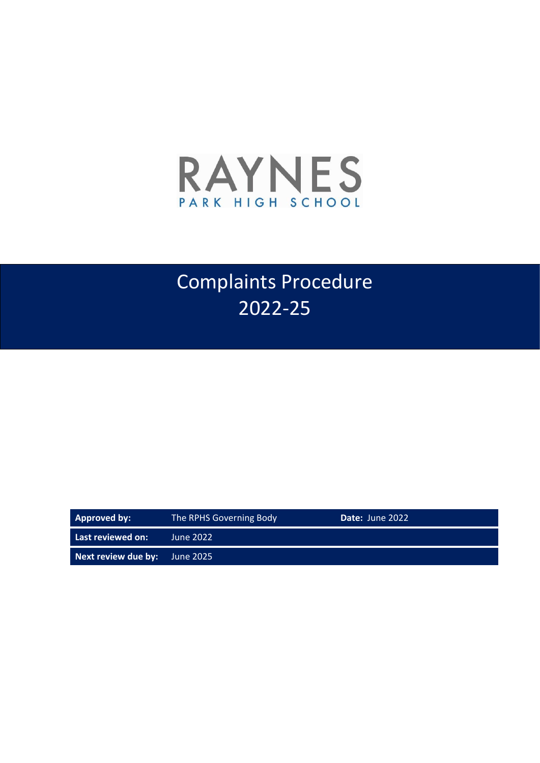RAYNES

PARK HIGH SCHOOL

# Complaints Procedure 2022-25

| **Approved by:** | The RPHS Governing Body | **Date:** June 2022 |
|---|---|---|
| **Last reviewed on:** | June 2022 | |
| **Next review due by:** | June 2025 | |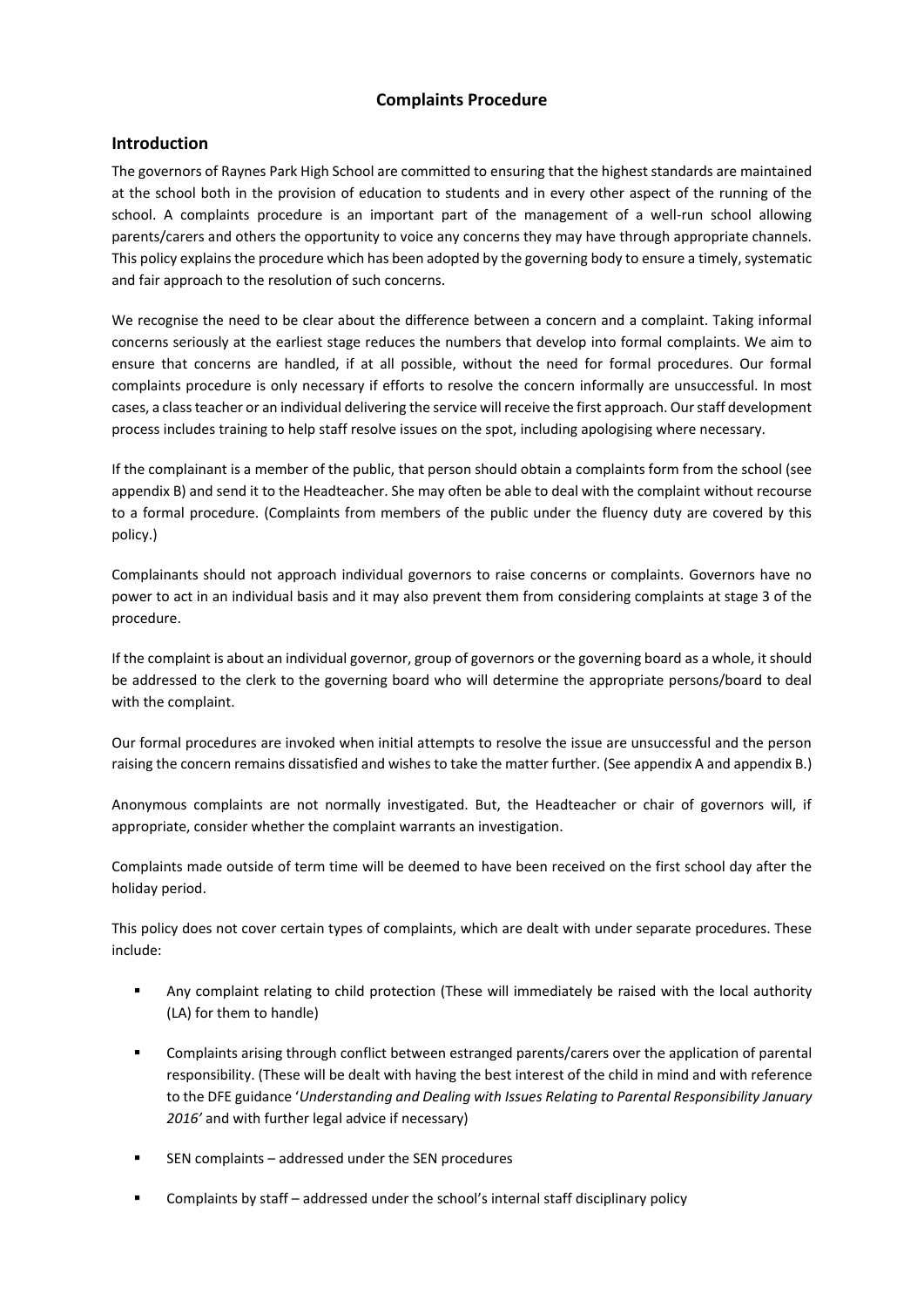## Complaints Procedure

## Introduction

The governors of Raynes Park High School are committed to ensuring that the highest standards are maintained at the school both in the provision of education to students and in every other aspect of the running of the school. A complaints procedure is an important part of the management of a well-run school allowing parents/carers and others the opportunity to voice any concerns they may have through appropriate channels. This policy explains the procedure which has been adopted by the governing body to ensure a timely, systematic and fair approach to the resolution of such concerns.

We recognise the need to be clear about the difference between a concern and a complaint. Taking informal concerns seriously at the earliest stage reduces the numbers that develop into formal complaints. We aim to ensure that concerns are handled, if at all possible, without the need for formal procedures. Our formal complaints procedure is only necessary if efforts to resolve the concern informally are unsuccessful. In most cases, a class teacher or an individual delivering the service will receive the first approach. Our staff development process includes training to help staff resolve issues on the spot, including apologising where necessary.

If the complainant is a member of the public, that person should obtain a complaints form from the school (see appendix B) and send it to the Headteacher. She may often be able to deal with the complaint without recourse to a formal procedure. (Complaints from members of the public under the fluency duty are covered by this policy.)

Complainants should not approach individual governors to raise concerns or complaints. Governors have no power to act in an individual basis and it may also prevent them from considering complaints at stage 3 of the procedure.

If the complaint is about an individual governor, group of governors or the governing board as a whole, it should be addressed to the clerk to the governing board who will determine the appropriate persons/board to deal with the complaint.

Our formal procedures are invoked when initial attempts to resolve the issue are unsuccessful and the person raising the concern remains dissatisfied and wishes to take the matter further. (See appendix A and appendix B.)

Anonymous complaints are not normally investigated. But, the Headteacher or chair of governors will, if appropriate, consider whether the complaint warrants an investigation.

Complaints made outside of term time will be deemed to have been received on the first school day after the holiday period.

This policy does not cover certain types of complaints, which are dealt with under separate procedures. These include:

- Any complaint relating to child protection (These will immediately be raised with the local authority (LA) for them to handle)
- Complaints arising through conflict between estranged parents/carers over the application of parental responsibility. (These will be dealt with having the best interest of the child in mind and with reference to the DFE guidance '*Understanding and Dealing with Issues Relating to Parental Responsibility January 2016'* and with further legal advice if necessary)
- SEN complaints – addressed under the SEN procedures
- Complaints by staff – addressed under the school's internal staff disciplinary policy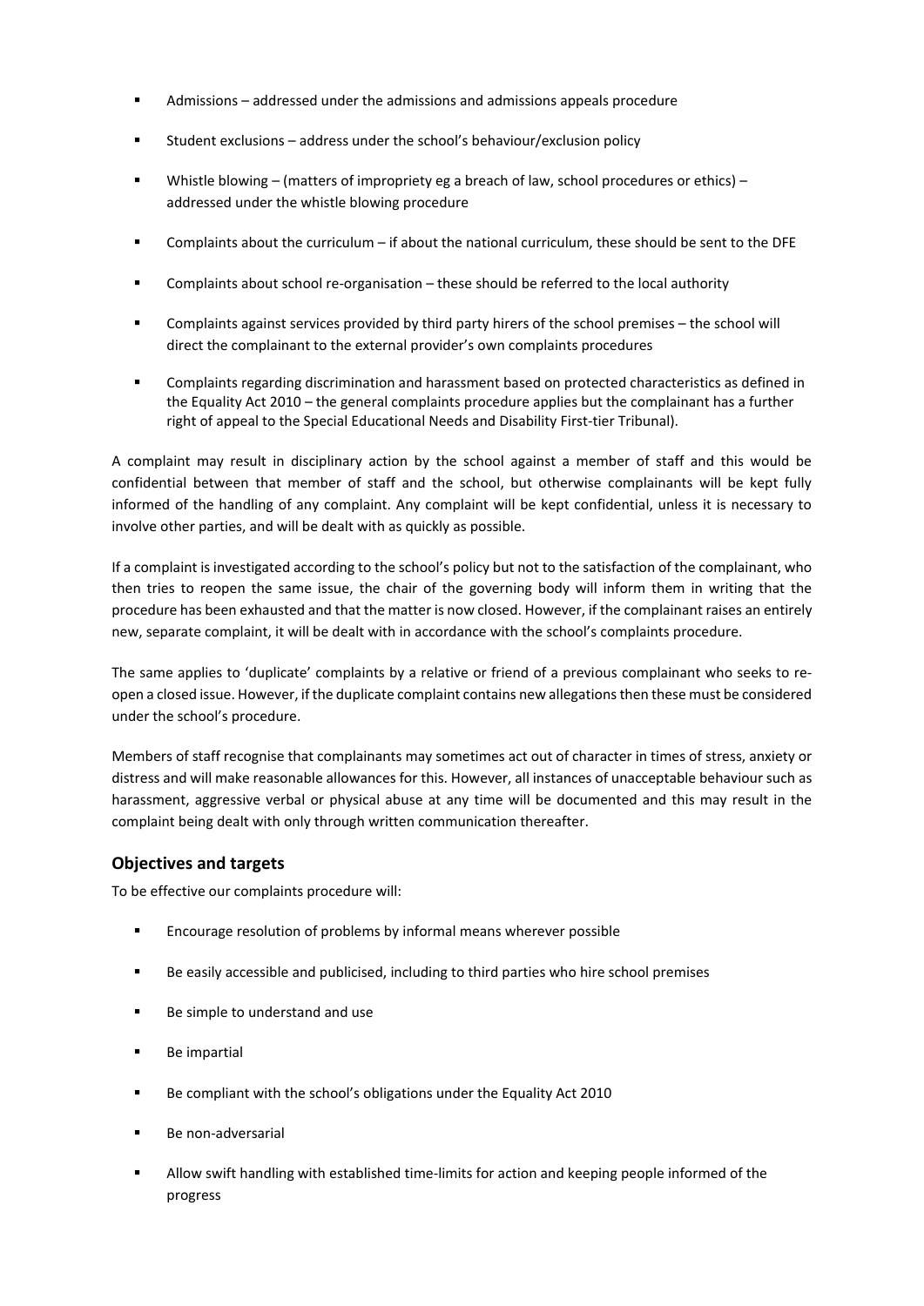- Admissions – addressed under the admissions and admissions appeals procedure
- Student exclusions – address under the school's behaviour/exclusion policy
- Whistle blowing – (matters of impropriety eg a breach of law, school procedures or ethics) – addressed under the whistle blowing procedure
- Complaints about the curriculum – if about the national curriculum, these should be sent to the DFE
- Complaints about school re-organisation – these should be referred to the local authority
- Complaints against services provided by third party hirers of the school premises – the school will direct the complainant to the external provider's own complaints procedures
- Complaints regarding discrimination and harassment based on protected characteristics as defined in the Equality Act 2010 – the general complaints procedure applies but the complainant has a further right of appeal to the Special Educational Needs and Disability First-tier Tribunal).

A complaint may result in disciplinary action by the school against a member of staff and this would be confidential between that member of staff and the school, but otherwise complainants will be kept fully informed of the handling of any complaint. Any complaint will be kept confidential, unless it is necessary to involve other parties, and will be dealt with as quickly as possible.

If a complaint is investigated according to the school's policy but not to the satisfaction of the complainant, who then tries to reopen the same issue, the chair of the governing body will inform them in writing that the procedure has been exhausted and that the matter is now closed. However, if the complainant raises an entirely new, separate complaint, it will be dealt with in accordance with the school's complaints procedure.

The same applies to 'duplicate' complaints by a relative or friend of a previous complainant who seeks to re-open a closed issue. However, if the duplicate complaint contains new allegations then these must be considered under the school's procedure.

Members of staff recognise that complainants may sometimes act out of character in times of stress, anxiety or distress and will make reasonable allowances for this. However, all instances of unacceptable behaviour such as harassment, aggressive verbal or physical abuse at any time will be documented and this may result in the complaint being dealt with only through written communication thereafter.

## Objectives and targets

To be effective our complaints procedure will:

- Encourage resolution of problems by informal means wherever possible
- Be easily accessible and publicised, including to third parties who hire school premises
- Be simple to understand and use
- Be impartial
- Be compliant with the school's obligations under the Equality Act 2010
- Be non-adversarial
- Allow swift handling with established time-limits for action and keeping people informed of the progress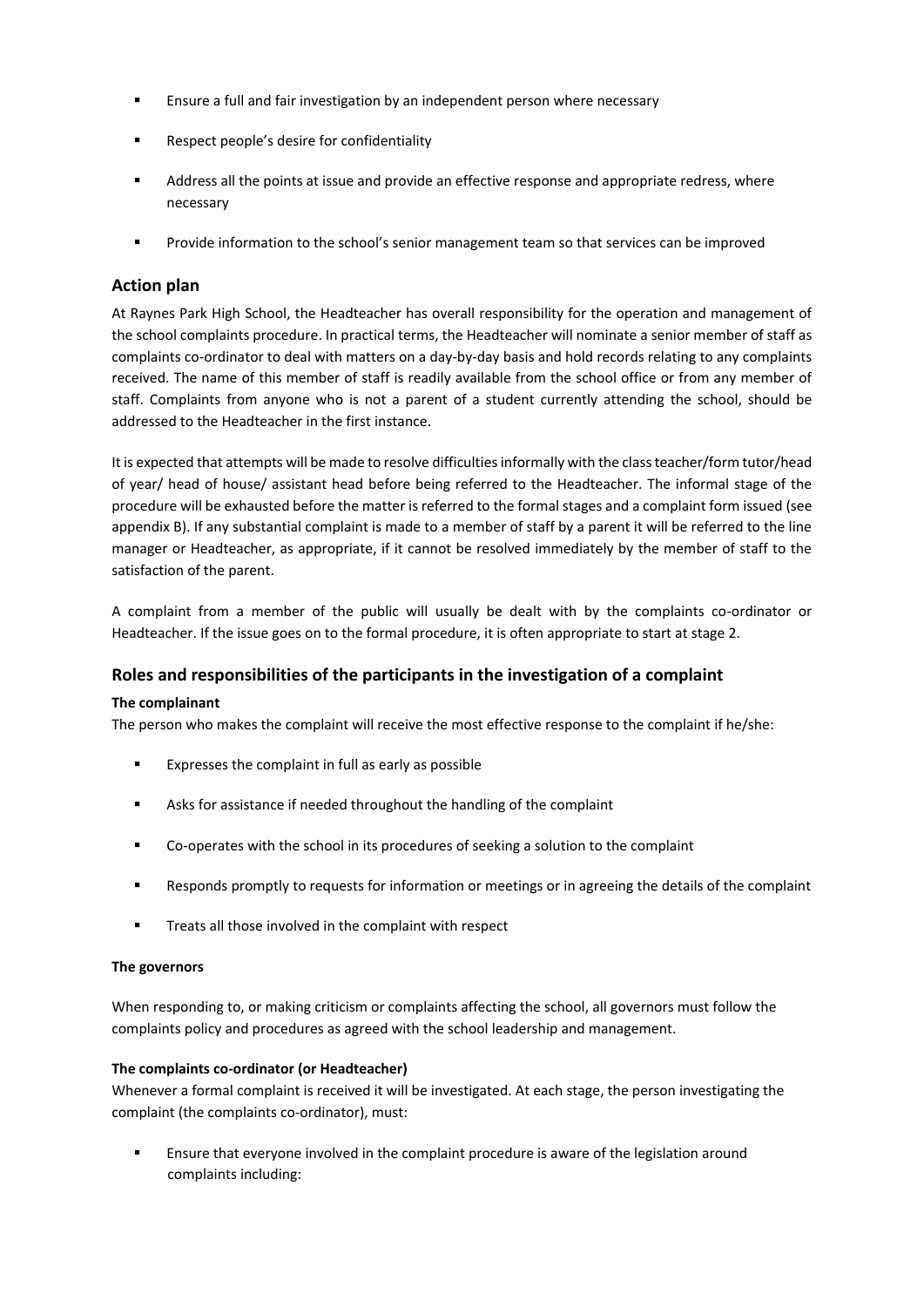- Ensure a full and fair investigation by an independent person where necessary
- Respect people's desire for confidentiality
- Address all the points at issue and provide an effective response and appropriate redress, where necessary
- Provide information to the school's senior management team so that services can be improved

## Action plan

At Raynes Park High School, the Headteacher has overall responsibility for the operation and management of the school complaints procedure. In practical terms, the Headteacher will nominate a senior member of staff as complaints co-ordinator to deal with matters on a day-by-day basis and hold records relating to any complaints received. The name of this member of staff is readily available from the school office or from any member of staff. Complaints from anyone who is not a parent of a student currently attending the school, should be addressed to the Headteacher in the first instance.

It is expected that attempts will be made to resolve difficulties informally with the class teacher/form tutor/head of year/ head of house/ assistant head before being referred to the Headteacher. The informal stage of the procedure will be exhausted before the matter is referred to the formal stages and a complaint form issued (see appendix B). If any substantial complaint is made to a member of staff by a parent it will be referred to the line manager or Headteacher, as appropriate, if it cannot be resolved immediately by the member of staff to the satisfaction of the parent.

A complaint from a member of the public will usually be dealt with by the complaints co-ordinator or Headteacher. If the issue goes on to the formal procedure, it is often appropriate to start at stage 2.

## Roles and responsibilities of the participants in the investigation of a complaint

### The complainant

The person who makes the complaint will receive the most effective response to the complaint if he/she:

- Expresses the complaint in full as early as possible
- Asks for assistance if needed throughout the handling of the complaint
- Co-operates with the school in its procedures of seeking a solution to the complaint
- Responds promptly to requests for information or meetings or in agreeing the details of the complaint
- Treats all those involved in the complaint with respect

### The governors

When responding to, or making criticism or complaints affecting the school, all governors must follow the complaints policy and procedures as agreed with the school leadership and management.

### The complaints co-ordinator (or Headteacher)

Whenever a formal complaint is received it will be investigated. At each stage, the person investigating the complaint (the complaints co-ordinator), must:

- Ensure that everyone involved in the complaint procedure is aware of the legislation around complaints including: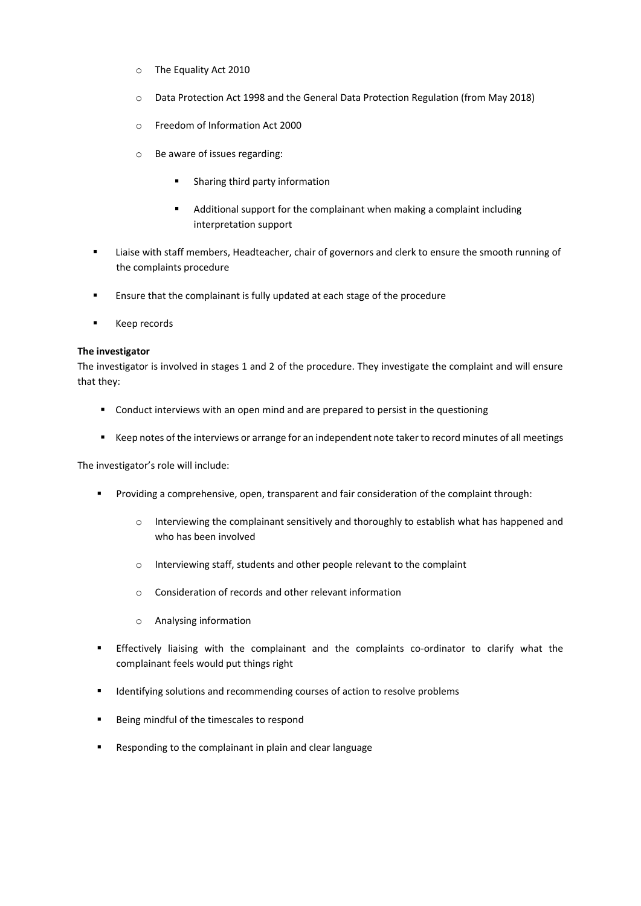- The Equality Act 2010
    - Data Protection Act 1998 and the General Data Protection Regulation (from May 2018)
    - Freedom of Information Act 2000
    - Be aware of issues regarding:
        - Sharing third party information
        - Additional support for the complainant when making a complaint including interpretation support
- Liaise with staff members, Headteacher, chair of governors and clerk to ensure the smooth running of the complaints procedure
- Ensure that the complainant is fully updated at each stage of the procedure
- Keep records

**The investigator**

The investigator is involved in stages 1 and 2 of the procedure. They investigate the complaint and will ensure that they:

- Conduct interviews with an open mind and are prepared to persist in the questioning
- Keep notes of the interviews or arrange for an independent note taker to record minutes of all meetings

The investigator's role will include:

- Providing a comprehensive, open, transparent and fair consideration of the complaint through:
    - Interviewing the complainant sensitively and thoroughly to establish what has happened and who has been involved
    - Interviewing staff, students and other people relevant to the complaint
    - Consideration of records and other relevant information
    - Analysing information
- Effectively liaising with the complainant and the complaints co-ordinator to clarify what the complainant feels would put things right
- Identifying solutions and recommending courses of action to resolve problems
- Being mindful of the timescales to respond
- Responding to the complainant in plain and clear language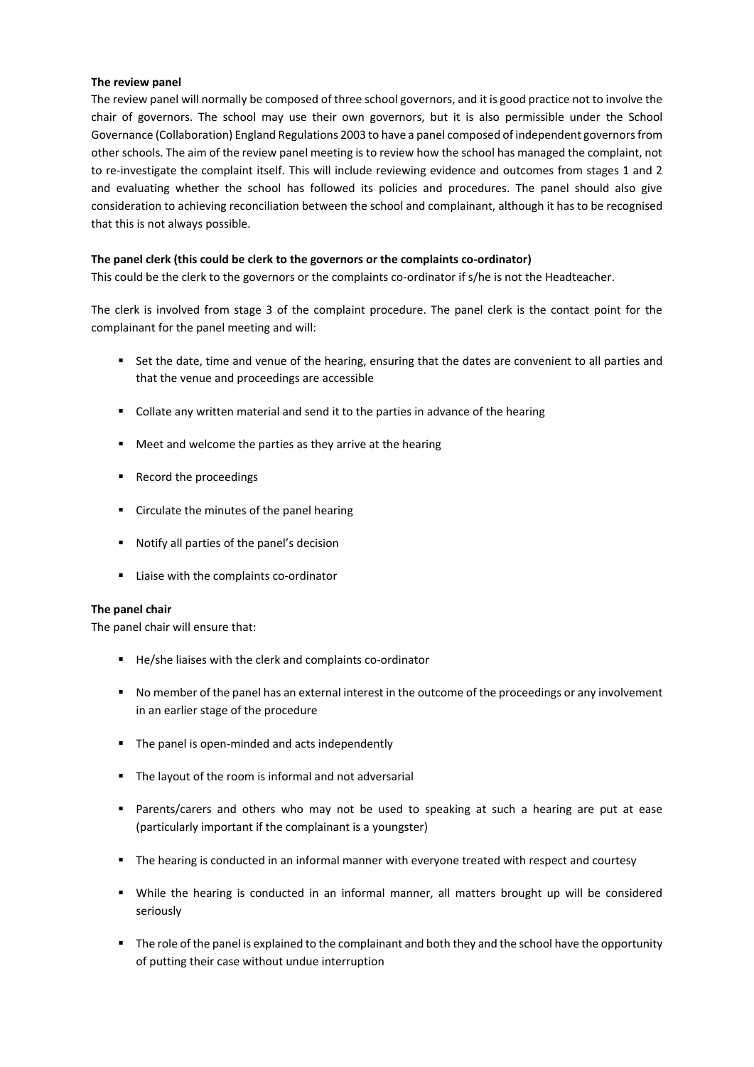**The review panel**

The review panel will normally be composed of three school governors, and it is good practice not to involve the chair of governors. The school may use their own governors, but it is also permissible under the School Governance (Collaboration) England Regulations 2003 to have a panel composed of independent governors from other schools. The aim of the review panel meeting is to review how the school has managed the complaint, not to re-investigate the complaint itself. This will include reviewing evidence and outcomes from stages 1 and 2 and evaluating whether the school has followed its policies and procedures. The panel should also give consideration to achieving reconciliation between the school and complainant, although it has to be recognised that this is not always possible.

**The panel clerk (this could be clerk to the governors or the complaints co-ordinator)**

This could be the clerk to the governors or the complaints co-ordinator if s/he is not the Headteacher.

The clerk is involved from stage 3 of the complaint procedure. The panel clerk is the contact point for the complainant for the panel meeting and will:

- Set the date, time and venue of the hearing, ensuring that the dates are convenient to all parties and that the venue and proceedings are accessible
- Collate any written material and send it to the parties in advance of the hearing
- Meet and welcome the parties as they arrive at the hearing
- Record the proceedings
- Circulate the minutes of the panel hearing
- Notify all parties of the panel's decision
- Liaise with the complaints co-ordinator

**The panel chair**

The panel chair will ensure that:

- He/she liaises with the clerk and complaints co-ordinator
- No member of the panel has an external interest in the outcome of the proceedings or any involvement in an earlier stage of the procedure
- The panel is open-minded and acts independently
- The layout of the room is informal and not adversarial
- Parents/carers and others who may not be used to speaking at such a hearing are put at ease (particularly important if the complainant is a youngster)
- The hearing is conducted in an informal manner with everyone treated with respect and courtesy
- While the hearing is conducted in an informal manner, all matters brought up will be considered seriously
- The role of the panel is explained to the complainant and both they and the school have the opportunity of putting their case without undue interruption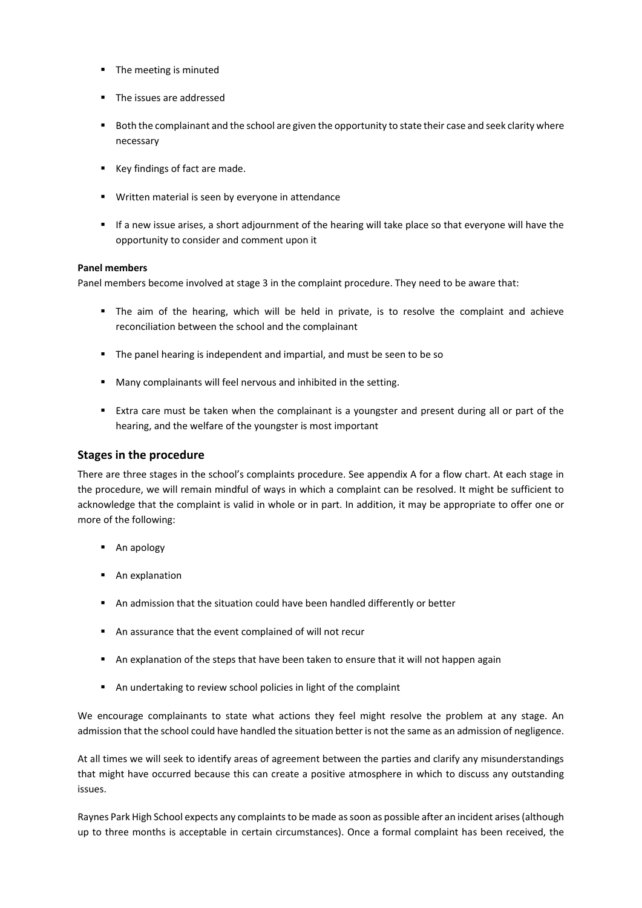- The meeting is minuted
- The issues are addressed
- Both the complainant and the school are given the opportunity to state their case and seek clarity where necessary
- Key findings of fact are made.
- Written material is seen by everyone in attendance
- If a new issue arises, a short adjournment of the hearing will take place so that everyone will have the opportunity to consider and comment upon it

**Panel members**

Panel members become involved at stage 3 in the complaint procedure. They need to be aware that:

- The aim of the hearing, which will be held in private, is to resolve the complaint and achieve reconciliation between the school and the complainant
- The panel hearing is independent and impartial, and must be seen to be so
- Many complainants will feel nervous and inhibited in the setting.
- Extra care must be taken when the complainant is a youngster and present during all or part of the hearing, and the welfare of the youngster is most important

## Stages in the procedure

There are three stages in the school's complaints procedure. See appendix A for a flow chart. At each stage in the procedure, we will remain mindful of ways in which a complaint can be resolved. It might be sufficient to acknowledge that the complaint is valid in whole or in part. In addition, it may be appropriate to offer one or more of the following:

- An apology
- An explanation
- An admission that the situation could have been handled differently or better
- An assurance that the event complained of will not recur
- An explanation of the steps that have been taken to ensure that it will not happen again
- An undertaking to review school policies in light of the complaint

We encourage complainants to state what actions they feel might resolve the problem at any stage. An admission that the school could have handled the situation better is not the same as an admission of negligence.

At all times we will seek to identify areas of agreement between the parties and clarify any misunderstandings that might have occurred because this can create a positive atmosphere in which to discuss any outstanding issues.

Raynes Park High School expects any complaints to be made as soon as possible after an incident arises (although up to three months is acceptable in certain circumstances). Once a formal complaint has been received, the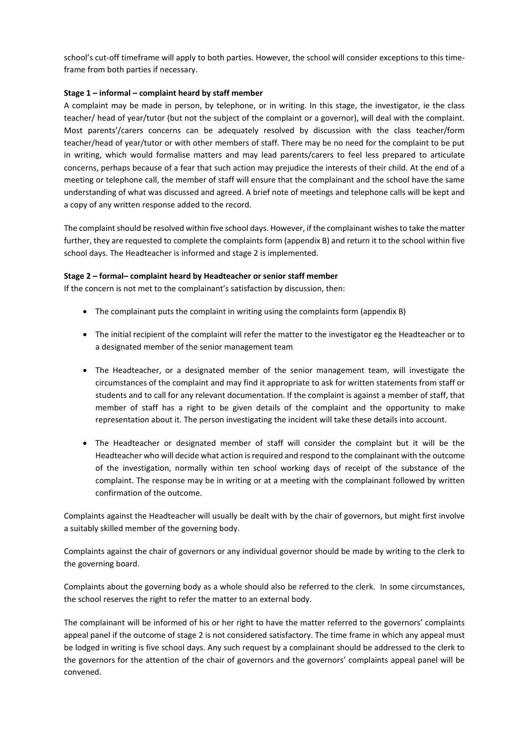school's cut-off timeframe will apply to both parties. However, the school will consider exceptions to this time-frame from both parties if necessary.

**Stage 1 – informal – complaint heard by staff member**

A complaint may be made in person, by telephone, or in writing. In this stage, the investigator, ie the class teacher/ head of year/tutor (but not the subject of the complaint or a governor), will deal with the complaint. Most parents'/carers concerns can be adequately resolved by discussion with the class teacher/form teacher/head of year/tutor or with other members of staff. There may be no need for the complaint to be put in writing, which would formalise matters and may lead parents/carers to feel less prepared to articulate concerns, perhaps because of a fear that such action may prejudice the interests of their child. At the end of a meeting or telephone call, the member of staff will ensure that the complainant and the school have the same understanding of what was discussed and agreed. A brief note of meetings and telephone calls will be kept and a copy of any written response added to the record.

The complaint should be resolved within five school days. However, if the complainant wishes to take the matter further, they are requested to complete the complaints form (appendix B) and return it to the school within five school days. The Headteacher is informed and stage 2 is implemented.

**Stage 2 – formal– complaint heard by Headteacher or senior staff member**

If the concern is not met to the complainant's satisfaction by discussion, then:

- The complainant puts the complaint in writing using the complaints form (appendix B)
- The initial recipient of the complaint will refer the matter to the investigator eg the Headteacher or to a designated member of the senior management team
- The Headteacher, or a designated member of the senior management team, will investigate the circumstances of the complaint and may find it appropriate to ask for written statements from staff or students and to call for any relevant documentation. If the complaint is against a member of staff, that member of staff has a right to be given details of the complaint and the opportunity to make representation about it. The person investigating the incident will take these details into account.
- The Headteacher or designated member of staff will consider the complaint but it will be the Headteacher who will decide what action is required and respond to the complainant with the outcome of the investigation, normally within ten school working days of receipt of the substance of the complaint. The response may be in writing or at a meeting with the complainant followed by written confirmation of the outcome.

Complaints against the Headteacher will usually be dealt with by the chair of governors, but might first involve a suitably skilled member of the governing body.

Complaints against the chair of governors or any individual governor should be made by writing to the clerk to the governing board.

Complaints about the governing body as a whole should also be referred to the clerk. In some circumstances, the school reserves the right to refer the matter to an external body.

The complainant will be informed of his or her right to have the matter referred to the governors' complaints appeal panel if the outcome of stage 2 is not considered satisfactory. The time frame in which any appeal must be lodged in writing is five school days. Any such request by a complainant should be addressed to the clerk to the governors for the attention of the chair of governors and the governors' complaints appeal panel will be convened.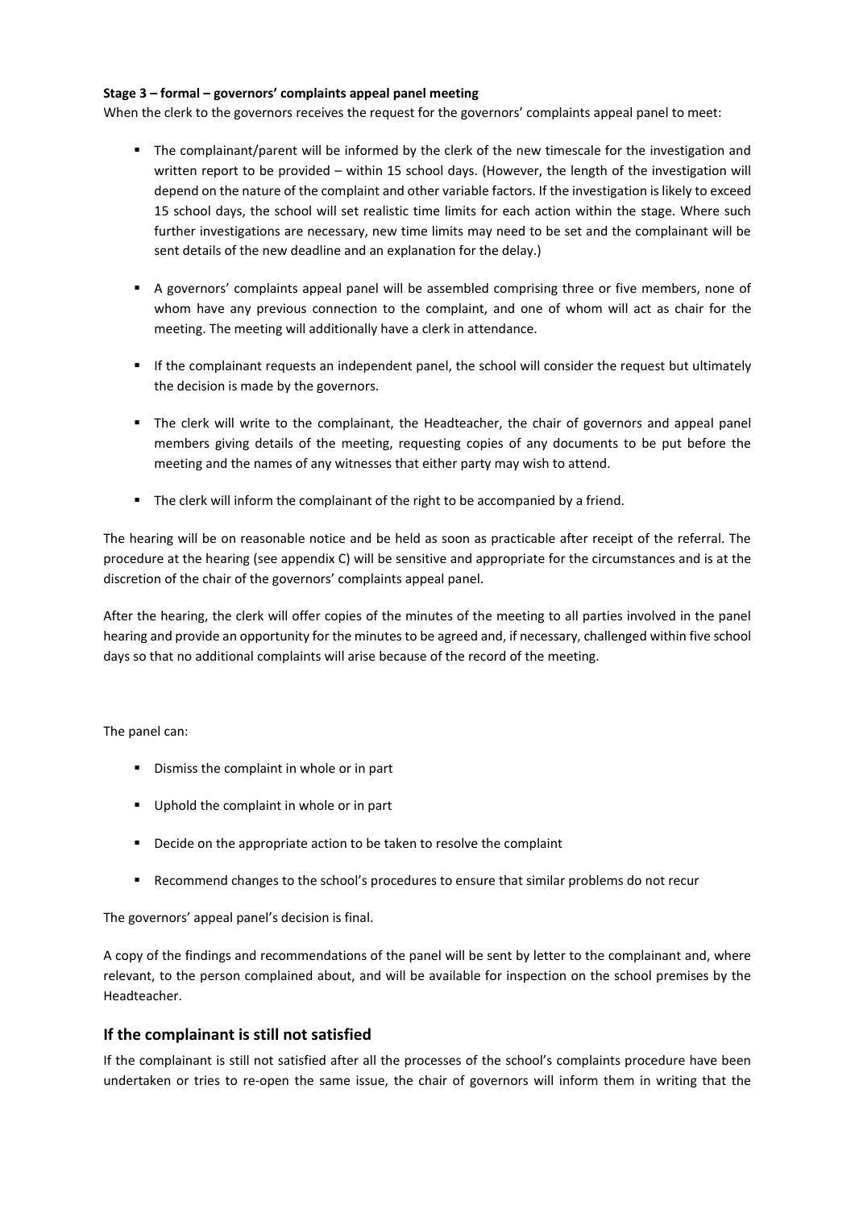**Stage 3 – formal – governors' complaints appeal panel meeting**

When the clerk to the governors receives the request for the governors' complaints appeal panel to meet:

- The complainant/parent will be informed by the clerk of the new timescale for the investigation and written report to be provided – within 15 school days. (However, the length of the investigation will depend on the nature of the complaint and other variable factors. If the investigation is likely to exceed 15 school days, the school will set realistic time limits for each action within the stage. Where such further investigations are necessary, new time limits may need to be set and the complainant will be sent details of the new deadline and an explanation for the delay.)
- A governors' complaints appeal panel will be assembled comprising three or five members, none of whom have any previous connection to the complaint, and one of whom will act as chair for the meeting. The meeting will additionally have a clerk in attendance.
- If the complainant requests an independent panel, the school will consider the request but ultimately the decision is made by the governors.
- The clerk will write to the complainant, the Headteacher, the chair of governors and appeal panel members giving details of the meeting, requesting copies of any documents to be put before the meeting and the names of any witnesses that either party may wish to attend.
- The clerk will inform the complainant of the right to be accompanied by a friend.

The hearing will be on reasonable notice and be held as soon as practicable after receipt of the referral. The procedure at the hearing (see appendix C) will be sensitive and appropriate for the circumstances and is at the discretion of the chair of the governors' complaints appeal panel.

After the hearing, the clerk will offer copies of the minutes of the meeting to all parties involved in the panel hearing and provide an opportunity for the minutes to be agreed and, if necessary, challenged within five school days so that no additional complaints will arise because of the record of the meeting.

The panel can:

- Dismiss the complaint in whole or in part
- Uphold the complaint in whole or in part
- Decide on the appropriate action to be taken to resolve the complaint
- Recommend changes to the school's procedures to ensure that similar problems do not recur

The governors' appeal panel's decision is final.

A copy of the findings and recommendations of the panel will be sent by letter to the complainant and, where relevant, to the person complained about, and will be available for inspection on the school premises by the Headteacher.

## If the complainant is still not satisfied

If the complainant is still not satisfied after all the processes of the school's complaints procedure have been undertaken or tries to re-open the same issue, the chair of governors will inform them in writing that the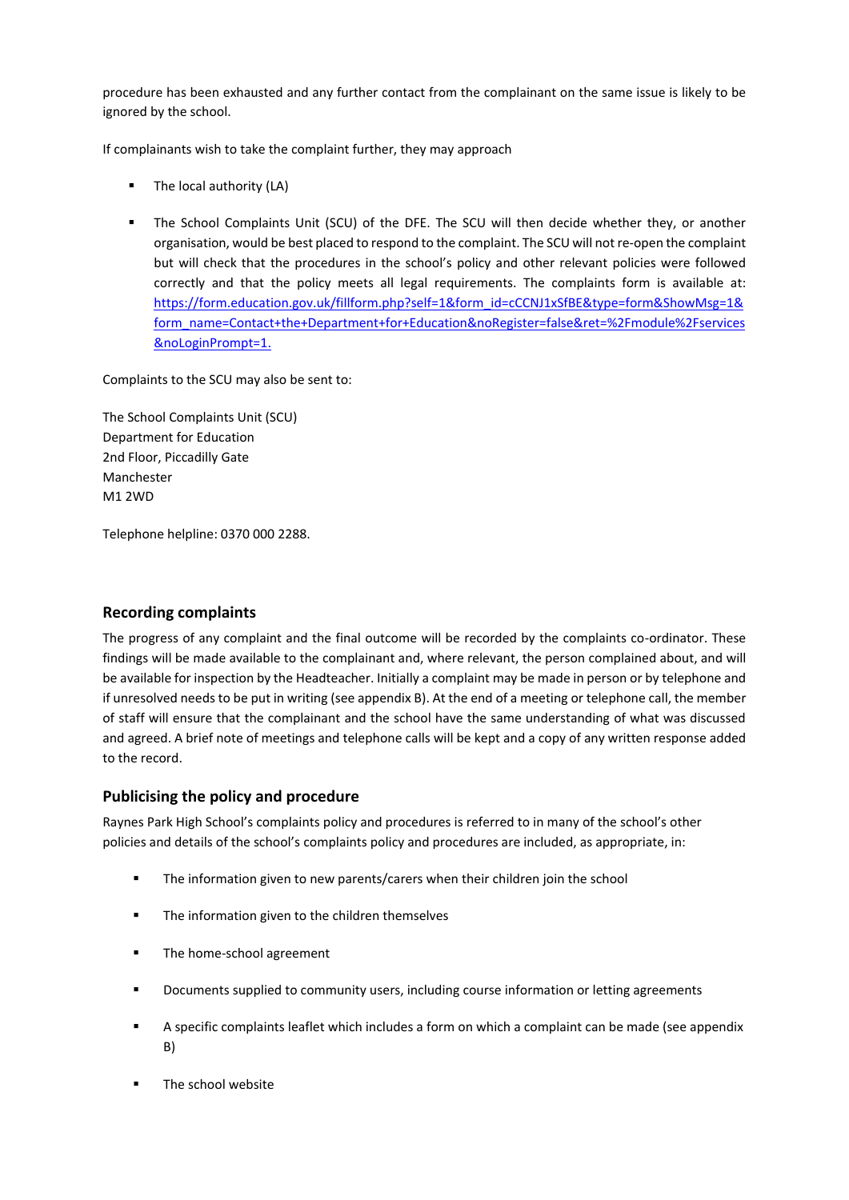procedure has been exhausted and any further contact from the complainant on the same issue is likely to be ignored by the school.

If complainants wish to take the complaint further, they may approach

- The local authority (LA)
- The School Complaints Unit (SCU) of the DFE. The SCU will then decide whether they, or another organisation, would be best placed to respond to the complaint. The SCU will not re-open the complaint but will check that the procedures in the school's policy and other relevant policies were followed correctly and that the policy meets all legal requirements. The complaints form is available at: [https://form.education.gov.uk/fillform.php?self=1&form_id=cCCNJ1xSfBE&type=form&ShowMsg=1&form_name=Contact+the+Department+for+Education&noRegister=false&ret=%2Fmodule%2Fservices&noLoginPrompt=1.](https://form.education.gov.uk/fillform.php?self=1&form_id=cCCNJ1xSfBE&type=form&ShowMsg=1&form_name=Contact+the+Department+for+Education&noRegister=false&ret=%2Fmodule%2Fservices&noLoginPrompt=1)

Complaints to the SCU may also be sent to:

The School Complaints Unit (SCU)
Department for Education
2nd Floor, Piccadilly Gate
Manchester
M1 2WD

Telephone helpline: 0370 000 2288.

## Recording complaints

The progress of any complaint and the final outcome will be recorded by the complaints co-ordinator. These findings will be made available to the complainant and, where relevant, the person complained about, and will be available for inspection by the Headteacher. Initially a complaint may be made in person or by telephone and if unresolved needs to be put in writing (see appendix B). At the end of a meeting or telephone call, the member of staff will ensure that the complainant and the school have the same understanding of what was discussed and agreed. A brief note of meetings and telephone calls will be kept and a copy of any written response added to the record.

## Publicising the policy and procedure

Raynes Park High School's complaints policy and procedures is referred to in many of the school's other policies and details of the school's complaints policy and procedures are included, as appropriate, in:

- The information given to new parents/carers when their children join the school
- The information given to the children themselves
- The home-school agreement
- Documents supplied to community users, including course information or letting agreements
- A specific complaints leaflet which includes a form on which a complaint can be made (see appendix B)
- The school website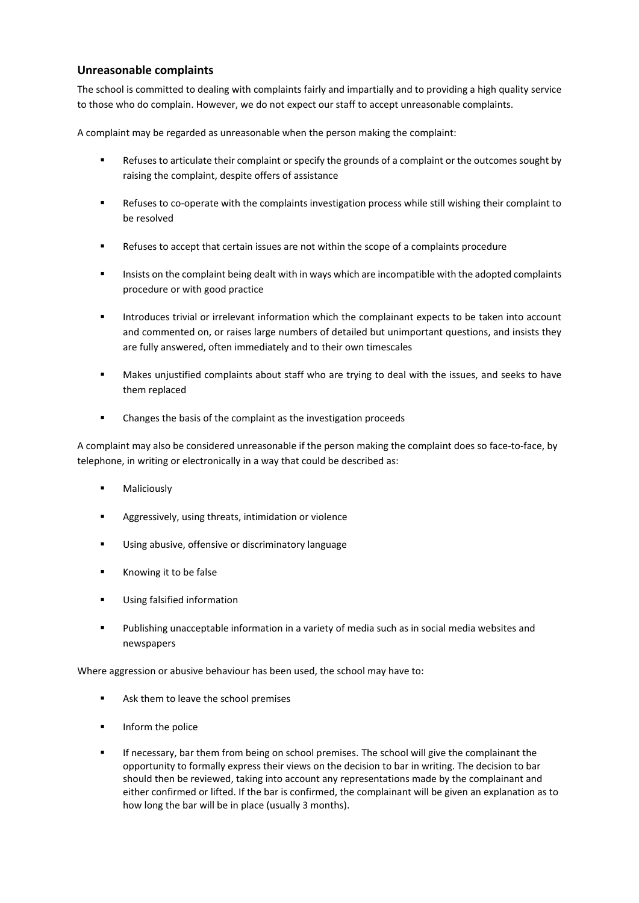## Unreasonable complaints

The school is committed to dealing with complaints fairly and impartially and to providing a high quality service to those who do complain. However, we do not expect our staff to accept unreasonable complaints.

A complaint may be regarded as unreasonable when the person making the complaint:

- Refuses to articulate their complaint or specify the grounds of a complaint or the outcomes sought by raising the complaint, despite offers of assistance
- Refuses to co-operate with the complaints investigation process while still wishing their complaint to be resolved
- Refuses to accept that certain issues are not within the scope of a complaints procedure
- Insists on the complaint being dealt with in ways which are incompatible with the adopted complaints procedure or with good practice
- Introduces trivial or irrelevant information which the complainant expects to be taken into account and commented on, or raises large numbers of detailed but unimportant questions, and insists they are fully answered, often immediately and to their own timescales
- Makes unjustified complaints about staff who are trying to deal with the issues, and seeks to have them replaced
- Changes the basis of the complaint as the investigation proceeds

A complaint may also be considered unreasonable if the person making the complaint does so face-to-face, by telephone, in writing or electronically in a way that could be described as:

- Maliciously
- Aggressively, using threats, intimidation or violence
- Using abusive, offensive or discriminatory language
- Knowing it to be false
- Using falsified information
- Publishing unacceptable information in a variety of media such as in social media websites and newspapers

Where aggression or abusive behaviour has been used, the school may have to:

- Ask them to leave the school premises
- Inform the police
- If necessary, bar them from being on school premises. The school will give the complainant the opportunity to formally express their views on the decision to bar in writing. The decision to bar should then be reviewed, taking into account any representations made by the complainant and either confirmed or lifted. If the bar is confirmed, the complainant will be given an explanation as to how long the bar will be in place (usually 3 months).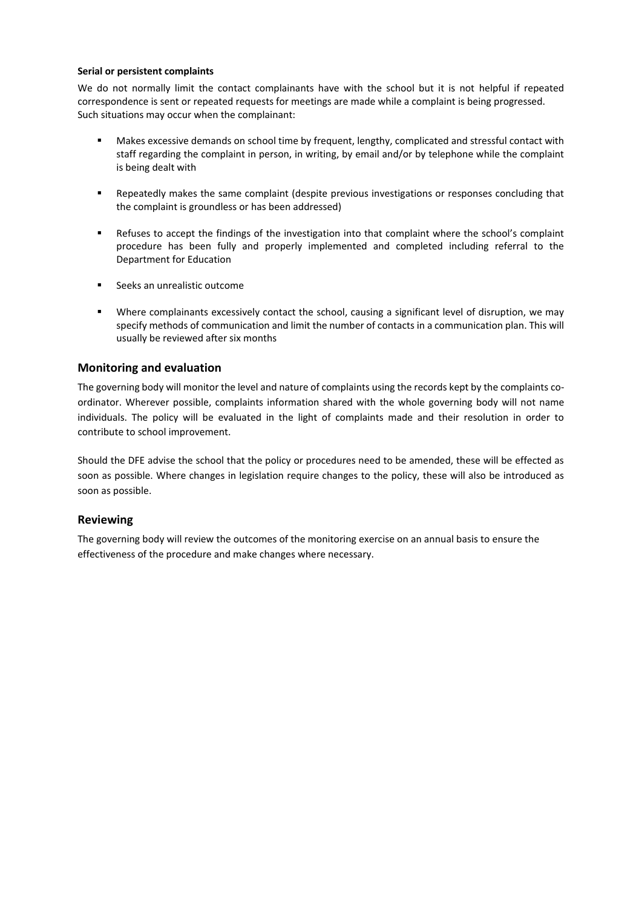**Serial or persistent complaints**

We do not normally limit the contact complainants have with the school but it is not helpful if repeated correspondence is sent or repeated requests for meetings are made while a complaint is being progressed. Such situations may occur when the complainant:

- Makes excessive demands on school time by frequent, lengthy, complicated and stressful contact with staff regarding the complaint in person, in writing, by email and/or by telephone while the complaint is being dealt with
- Repeatedly makes the same complaint (despite previous investigations or responses concluding that the complaint is groundless or has been addressed)
- Refuses to accept the findings of the investigation into that complaint where the school's complaint procedure has been fully and properly implemented and completed including referral to the Department for Education
- Seeks an unrealistic outcome
- Where complainants excessively contact the school, causing a significant level of disruption, we may specify methods of communication and limit the number of contacts in a communication plan. This will usually be reviewed after six months

## Monitoring and evaluation

The governing body will monitor the level and nature of complaints using the records kept by the complaints co-ordinator. Wherever possible, complaints information shared with the whole governing body will not name individuals. The policy will be evaluated in the light of complaints made and their resolution in order to contribute to school improvement.

Should the DFE advise the school that the policy or procedures need to be amended, these will be effected as soon as possible. Where changes in legislation require changes to the policy, these will also be introduced as soon as possible.

## Reviewing

The governing body will review the outcomes of the monitoring exercise on an annual basis to ensure the effectiveness of the procedure and make changes where necessary.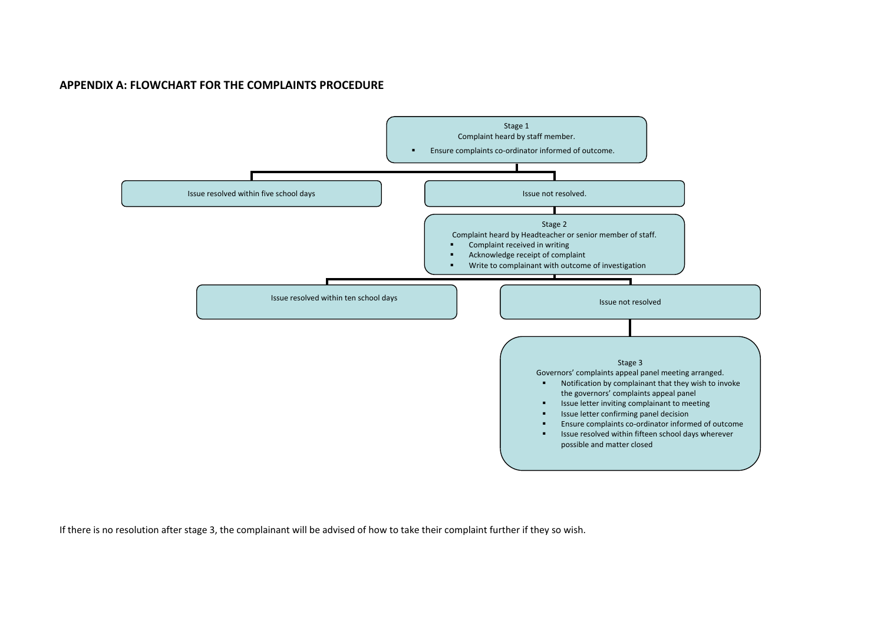## APPENDIX A: FLOWCHART FOR THE COMPLAINTS PROCEDURE

**Stage 1**
Complaint heard by staff member.
- Ensure complaints co-ordinator informed of outcome.

Issue resolved within five school days

Issue not resolved.

**Stage 2**
Complaint heard by Headteacher or senior member of staff.
- Complaint received in writing
- Acknowledge receipt of complaint
- Write to complainant with outcome of investigation

Issue resolved within ten school days

Issue not resolved

**Stage 3**
Governors' complaints appeal panel meeting arranged.
- Notification by complainant that they wish to invoke the governors' complaints appeal panel
- Issue letter inviting complainant to meeting
- Issue letter confirming panel decision
- Ensure complaints co-ordinator informed of outcome
- Issue resolved within fifteen school days wherever possible and matter closed

If there is no resolution after stage 3, the complainant will be advised of how to take their complaint further if they so wish.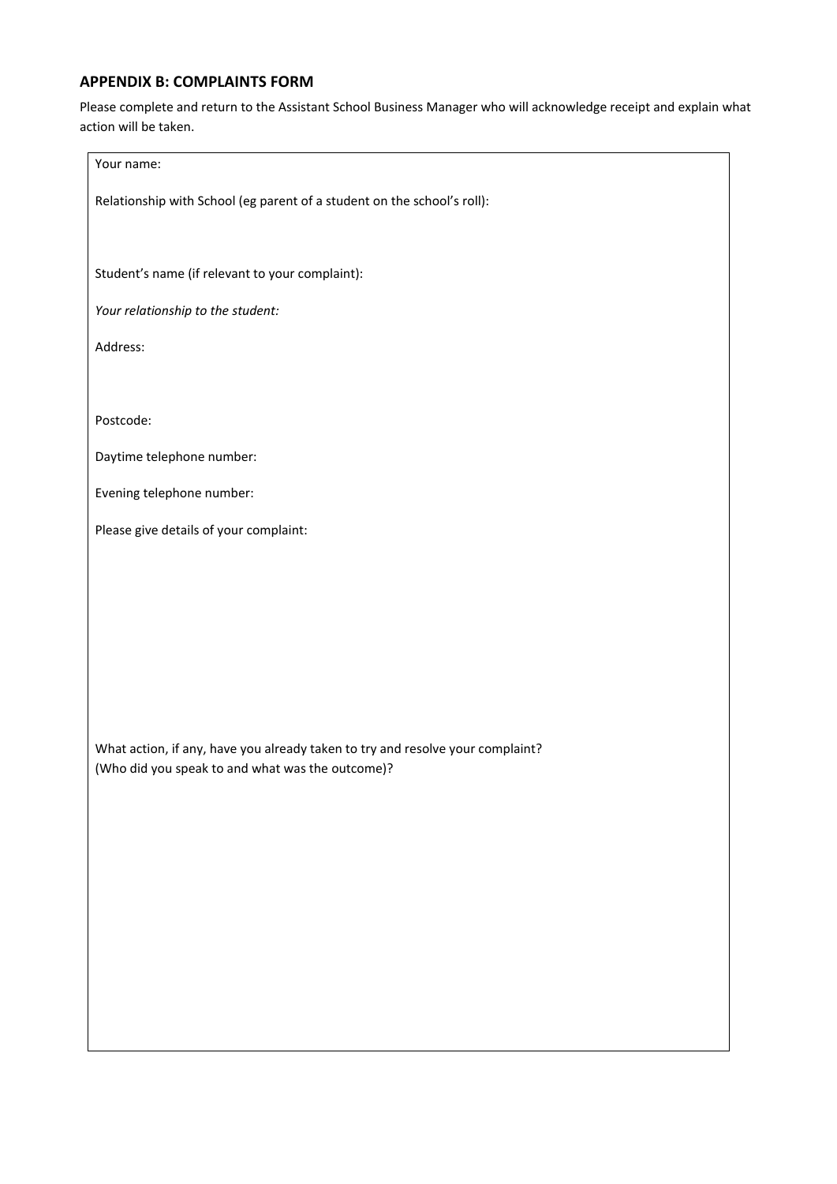## APPENDIX B: COMPLAINTS FORM

Please complete and return to the Assistant School Business Manager who will acknowledge receipt and explain what action will be taken.

Your name:

Relationship with School (eg parent of a student on the school's roll):

Student's name (if relevant to your complaint):

*Your relationship to the student:*

Address:

Postcode:

Daytime telephone number:

Evening telephone number:

Please give details of your complaint:

What action, if any, have you already taken to try and resolve your complaint?
(Who did you speak to and what was the outcome)?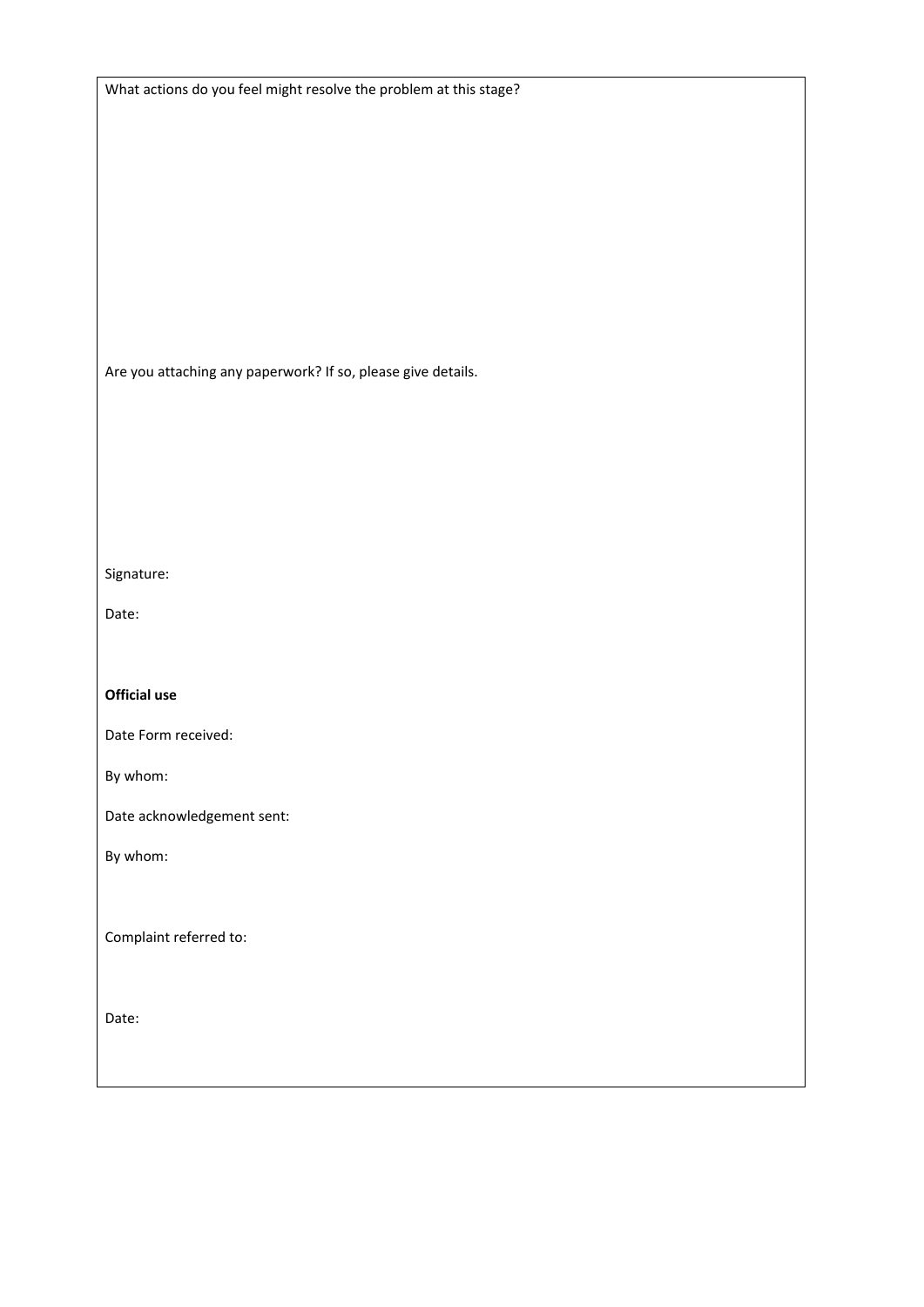What actions do you feel might resolve the problem at this stage?

Are you attaching any paperwork? If so, please give details.

Signature:

Date:

**Official use**

Date Form received:

By whom:

Date acknowledgement sent:

By whom:

Complaint referred to:

Date: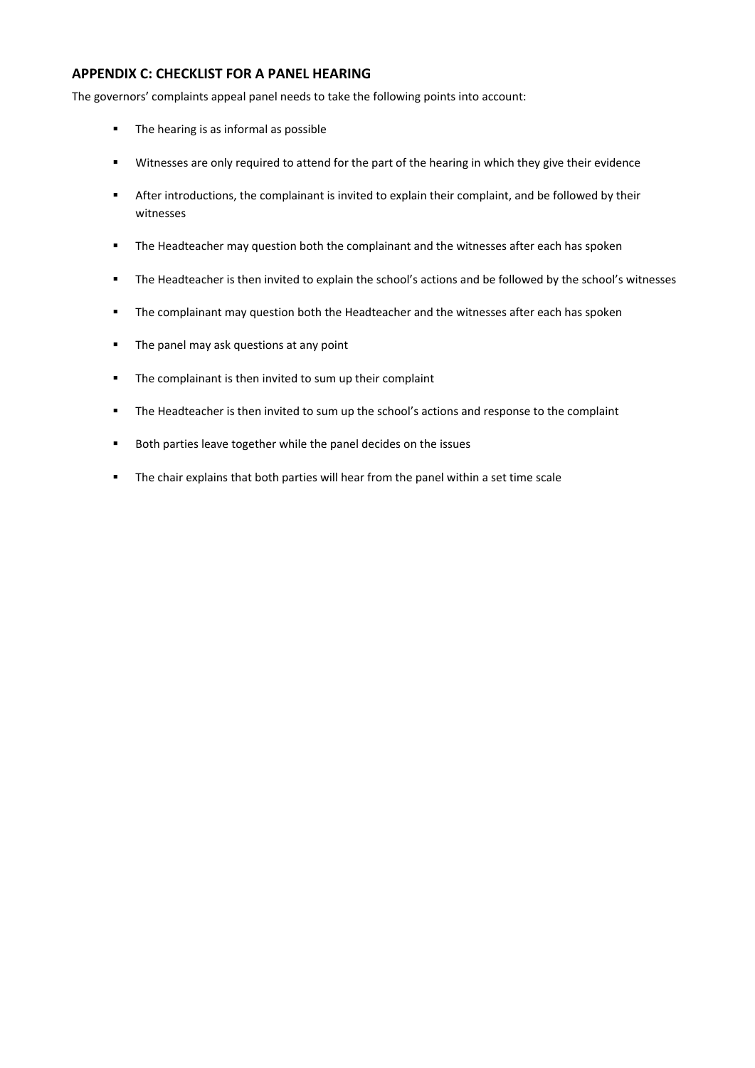## APPENDIX C: CHECKLIST FOR A PANEL HEARING

The governors' complaints appeal panel needs to take the following points into account:

- The hearing is as informal as possible
- Witnesses are only required to attend for the part of the hearing in which they give their evidence
- After introductions, the complainant is invited to explain their complaint, and be followed by their witnesses
- The Headteacher may question both the complainant and the witnesses after each has spoken
- The Headteacher is then invited to explain the school's actions and be followed by the school's witnesses
- The complainant may question both the Headteacher and the witnesses after each has spoken
- The panel may ask questions at any point
- The complainant is then invited to sum up their complaint
- The Headteacher is then invited to sum up the school's actions and response to the complaint
- Both parties leave together while the panel decides on the issues
- The chair explains that both parties will hear from the panel within a set time scale